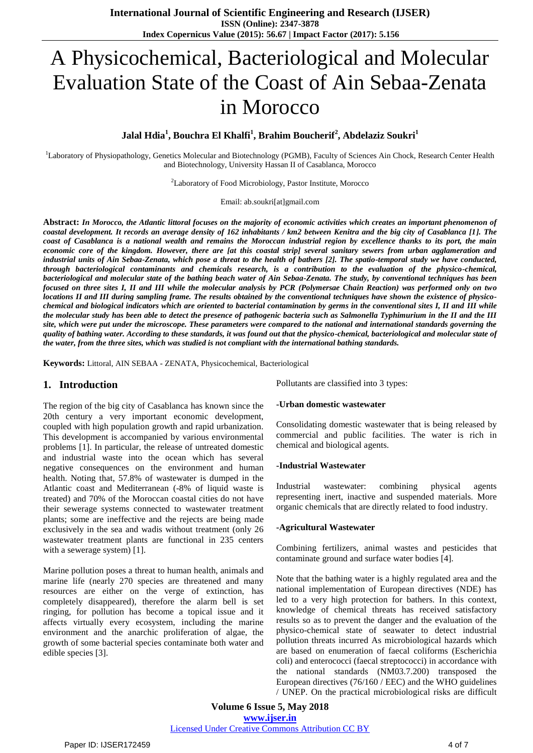# A Physicochemical, Bacteriological and Molecular Evaluation State of the Coast of Ain Sebaa-Zenata in Morocco

**Jalal Hdia[1], Bouchra El Khalfi[1], Brahim Boucherif[2], Abdelaziz Soukri[1]**

[1]Laboratory of Physiopathology, Genetics Molecular and Biotechnology (PGMB), Faculty of Sciences Ain Chock, Research Center Health and Biotechnology, University Hassan II of Casablanca, Morocco

[2]Laboratory of Food Microbiology, Pastor Institute, Morocco

Email: ab.soukri[at]gmail.com

**Abstract:** ***In Morocco, the Atlantic littoral focuses on the majority of economic activities which creates an important phenomenon of coastal development. It records an average density of 162 inhabitants / km2 between Kenitra and the big city of Casablanca [1]. The coast of Casablanca is a national wealth and remains the Moroccan industrial region by excellence thanks to its port, the main economic core of the kingdom. However, there are [at this coastal strip] several sanitary sewers from urban agglameration and industrial units of Ain Sebaa-Zenata, which pose a threat to the health of bathers [2]. The spatio-temporal study we have conducted, through bacteriological contaminants and chemicals research, is a contribution to the evaluation of the physico-chemical, bacteriological and molecular state of the bathing beach water of Ain Sebaa-Zenata. The study, by conventional techniques has been focused on three sites I, II and III while the molecular analysis by PCR (Polymersae Chain Reaction) was performed only on two locations II and III during sampling frame. The results obtained by the conventional techniques have shown the existence of physico-chemical and biological indicators which are oriented to bacterial contamination by germs in the conventional sites I, II and III while the molecular study has been able to detect the presence of pathogenic bacteria such as Salmonella Typhimurium in the II and the III site, which were put under the microscope. These parameters were compared to the national and international standards governing the quality of bathing water. According to these standards, it was found out that the physico-chemical, bacteriological and molecular state of the water, from the three sites, which was studied is not compliant with the international bathing standards.***

**Keywords:** Littoral, AIN SEBAA - ZENATA, Physicochemical, Bacteriological

## 1. Introduction

The region of the big city of Casablanca has known since the 20th century a very important economic development, coupled with high population growth and rapid urbanization. This development is accompanied by various environmental problems [1]. In particular, the release of untreated domestic and industrial waste into the ocean which has several negative consequences on the environment and human health. Noting that, 57.8% of wastewater is dumped in the Atlantic coast and Mediterranean (-8% of liquid waste is treated) and 70% of the Moroccan coastal cities do not have their sewerage systems connected to wastewater treatment plants; some are ineffective and the rejects are being made exclusively in the sea and wadis without treatment (only 26 wastewater treatment plants are functional in 235 centers with a sewerage system) [1].

Marine pollution poses a threat to human health, animals and marine life (nearly 270 species are threatened and many resources are either on the verge of extinction, has completely disappeared), therefore the alarm bell is set ringing, for pollution has become a topical issue and it affects virtually every ecosystem, including the marine environment and the anarchic proliferation of algae, the growth of some bacterial species contaminate both water and edible species [3].

Pollutants are classified into 3 types:

**-Urban domestic wastewater**

Consolidating domestic wastewater that is being released by commercial and public facilities. The water is rich in chemical and biological agents.

**-Industrial Wastewater**

Industrial wastewater: combining physical agents representing inert, inactive and suspended materials. More organic chemicals that are directly related to food industry.

**-Agricultural Wastewater**

Combining fertilizers, animal wastes and pesticides that contaminate ground and surface water bodies [4].

Note that the bathing water is a highly regulated area and the national implementation of European directives (NDE) has led to a very high protection for bathers. In this context, knowledge of chemical threats has received satisfactory results so as to prevent the danger and the evaluation of the physico-chemical state of seawater to detect industrial pollution threats incurred As microbiological hazards which are based on enumeration of faecal coliforms (Escherichia coli) and enterococci (faecal streptococci) in accordance with the national standards (NM03.7.200) transposed the European directives (76/160 / EEC) and the WHO guidelines / UNEP. On the practical microbiological risks are difficult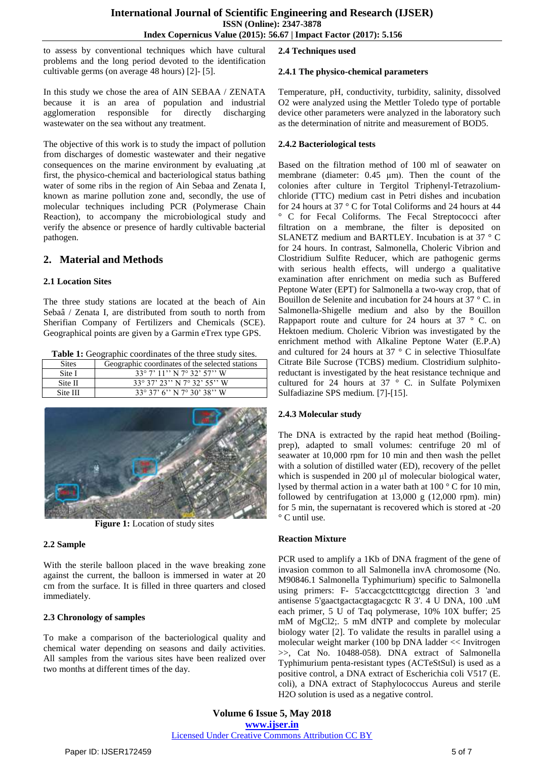to assess by conventional techniques which have cultural problems and the long period devoted to the identification cultivable germs (on average 48 hours) [2]- [5].

In this study we chose the area of AIN SEBAA / ZENATA because it is an area of population and industrial agglomeration responsible for directly discharging wastewater on the sea without any treatment.

The objective of this work is to study the impact of pollution from discharges of domestic wastewater and their negative consequences on the marine environment by evaluating ,at first, the physico-chemical and bacteriological status bathing water of some ribs in the region of Ain Sebaa and Zenata I, known as marine pollution zone and, secondly, the use of molecular techniques including PCR (Polymerase Chain Reaction), to accompany the microbiological study and verify the absence or presence of hardly cultivable bacterial pathogen.

## 2. Material and Methods

### 2.1 Location Sites

The three study stations are located at the beach of Ain Sebaâ / Zenata I, are distributed from south to north from Sherifian Company of Fertilizers and Chemicals (SCE). Geographical points are given by a Garmin eTrex type GPS.

**Table 1:** Geographic coordinates of the three study sites.

| Sites | Geographic coordinates of the selected stations |
|---|---|
| Site I | 33° 7' 11'' N 7° 32' 57'' W |
| Site II | 33° 37' 23'' N 7° 32' 55'' W |
| Site III | 33° 37' 6'' N 7° 30' 38'' W |

**Figure 1:** Location of study sites

### 2.2 Sample

With the sterile balloon placed in the wave breaking zone against the current, the balloon is immersed in water at 20 cm from the surface. It is filled in three quarters and closed immediately.

### 2.3 Chronology of samples

To make a comparison of the bacteriological quality and chemical water depending on seasons and daily activities. All samples from the various sites have been realized over two months at different times of the day.

### 2.4 Techniques used

#### 2.4.1 The physico-chemical parameters

Temperature, pH, conductivity, turbidity, salinity, dissolved O2 were analyzed using the Mettler Toledo type of portable device other parameters were analyzed in the laboratory such as the determination of nitrite and measurement of BOD5.

#### 2.4.2 Bacteriological tests

Based on the filtration method of 100 ml of seawater on membrane (diameter: 0.45 μm). Then the count of the colonies after culture in Tergitol Triphenyl-Tetrazolium-chloride (TTC) medium cast in Petri dishes and incubation for 24 hours at 37 ° C for Total Coliforms and 24 hours at 44 ° C for Fecal Coliforms. The Fecal Streptococci after filtration on a membrane, the filter is deposited on SLANETZ medium and BARTLEY. Incubation is at 37 ° C for 24 hours. In contrast, Salmonella, Choleric Vibrion and Clostridium Sulfite Reducer, which are pathogenic germs with serious health effects, will undergo a qualitative examination after enrichment on media such as Buffered Peptone Water (EPT) for Salmonella a two-way crop, that of Bouillon de Selenite and incubation for 24 hours at 37 ° C. in Salmonella-Shigelle medium and also by the Bouillon Rappaport route and culture for 24 hours at 37 ° C. on Hektoen medium. Choleric Vibrion was investigated by the enrichment method with Alkaline Peptone Water (E.P.A) and cultured for 24 hours at 37 ° C in selective Thiosulfate Citrate Bile Sucrose (TCBS) medium. Clostridium sulphito-reductant is investigated by the heat resistance technique and cultured for 24 hours at 37 ° C. in Sulfate Polymixen Sulfadiazine SPS medium. [7]-[15].

#### 2.4.3 Molecular study

The DNA is extracted by the rapid heat method (Boiling-prep), adapted to small volumes: centrifuge 20 ml of seawater at 10,000 rpm for 10 min and then wash the pellet with a solution of distilled water (ED), recovery of the pellet which is suspended in 200 μl of molecular biological water, lysed by thermal action in a water bath at 100 ° C for 10 min, followed by centrifugation at 13,000 g (12,000 rpm). min) for 5 min, the supernatant is recovered which is stored at -20 ° C until use.

**Reaction Mixture**

PCR used to amplify a 1Kb of DNA fragment of the gene of invasion common to all Salmonella invA chromosome (No. M90846.1 Salmonella Typhimurium) specific to Salmonella using primers: F- 5'accacgctcttcgtctgg direction 3 'and antisense 5'gaactgactacgtagacgctc R 3'. 4 U DNA, 100 .uM each primer, 5 U of Taq polymerase, 10% 10X buffer; 25 mM of MgCl2;. 5 mM dNTP and complete by molecular biology water [2]. To validate the results in parallel using a molecular weight marker (100 bp DNA ladder << Invitrogen >>, Cat No. 10488-058). DNA extract of Salmonella Typhimurium penta-resistant types (ACTeStSul) is used as a positive control, a DNA extract of Escherichia coli V517 (E. coli), a DNA extract of Staphylococcus Aureus and sterile H2O solution is used as a negative control.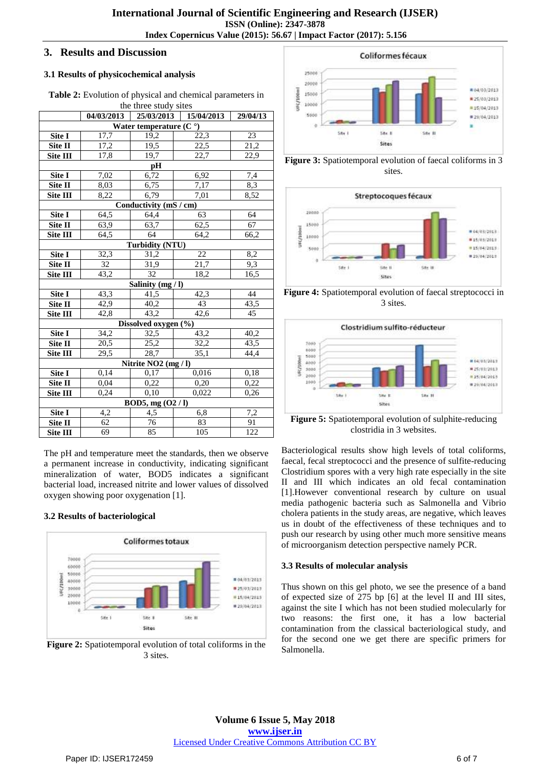## 3. Results and Discussion

### 3.1 Results of physicochemical analysis

**Table 2:** Evolution of physical and chemical parameters in the three study sites

| | 04/03/2013 | 25/03/2013 | 15/04/2013 | 29/04/13 |
|---|---|---|---|---|
| **Water temperature (C °)** | | | | |
| **Site I** | 17,7 | 19,2 | 22,3 | 23 |
| **Site II** | 17,2 | 19,5 | 22,5 | 21,2 |
| **Site III** | 17,8 | 19,7 | 22,7 | 22,9 |
| **pH** | | | | |
| **Site I** | 7,02 | 6,72 | 6,92 | 7,4 |
| **Site II** | 8,03 | 6,75 | 7,17 | 8,3 |
| **Site III** | 8,22 | 6,79 | 7,01 | 8,52 |
| **Conductivity (mS / cm)** | | | | |
| **Site I** | 64,5 | 64,4 | 63 | 64 |
| **Site II** | 63,9 | 63,7 | 62,5 | 67 |
| **Site III** | 64,5 | 64 | 64,2 | 66,2 |
| **Turbidity (NTU)** | | | | |
| **Site I** | 32,3 | 31,2 | 22 | 8,2 |
| **Site II** | 32 | 31,9 | 21,7 | 9,3 |
| **Site III** | 43,2 | 32 | 18,2 | 16,5 |
| **Salinity (mg / l)** | | | | |
| **Site I** | 43,3 | 41,5 | 42,3 | 44 |
| **Site II** | 42,9 | 40,2 | 43 | 43,5 |
| **Site III** | 42,8 | 43,2 | 42,6 | 45 |
| **Dissolved oxygen (%)** | | | | |
| **Site I** | 34,2 | 32,5 | 43,2 | 40,2 |
| **Site II** | 20,5 | 25,2 | 32,2 | 43,5 |
| **Site III** | 29,5 | 28,7 | 35,1 | 44,4 |
| **Nitrite NO2 (mg / l)** | | | | |
| **Site I** | 0,14 | 0,17 | 0,016 | 0,18 |
| **Site II** | 0,04 | 0,22 | 0,20 | 0,22 |
| **Site III** | 0,24 | 0,10 | 0,022 | 0,26 |
| **BOD5, mg (O2 / l)** | | | | |
| **Site I** | 4,2 | 4,5 | 6,8 | 7,2 |
| **Site II** | 62 | 76 | 83 | 91 |
| **Site III** | 69 | 85 | 105 | 122 |

The pH and temperature meet the standards, then we observe a permanent increase in conductivity, indicating significant mineralization of water, BOD5 indicates a significant bacterial load, increased nitrite and lower values of dissolved oxygen showing poor oxygenation [1].

### 3.2 Results of bacteriological

**Figure 2:** Spatiotemporal evolution of total coliforms in the 3 sites.

**Figure 3:** Spatiotemporal evolution of faecal coliforms in 3 sites.

**Figure 4:** Spatiotemporal evolution of faecal streptococci in 3 sites.

**Figure 5:** Spatiotemporal evolution of sulphite-reducing clostridia in 3 websites.

Bacteriological results show high levels of total coliforms, faecal, fecal streptococci and the presence of sulfite-reducing Clostridium spores with a very high rate especially in the site II and III which indicates an old fecal contamination [1].However conventional research by culture on usual media pathogenic bacteria such as Salmonella and Vibrio cholera patients in the study areas, are negative, which leaves us in doubt of the effectiveness of these techniques and to push our research by using other much more sensitive means of microorganism detection perspective namely PCR.

### 3.3 Results of molecular analysis

Thus shown on this gel photo, we see the presence of a band of expected size of 275 bp [6] at the level II and III sites, against the site I which has not been studied molecularly for two reasons: the first one, it has a low bacterial contamination from the classical bacteriological study, and for the second one we get there are specific primers for Salmonella.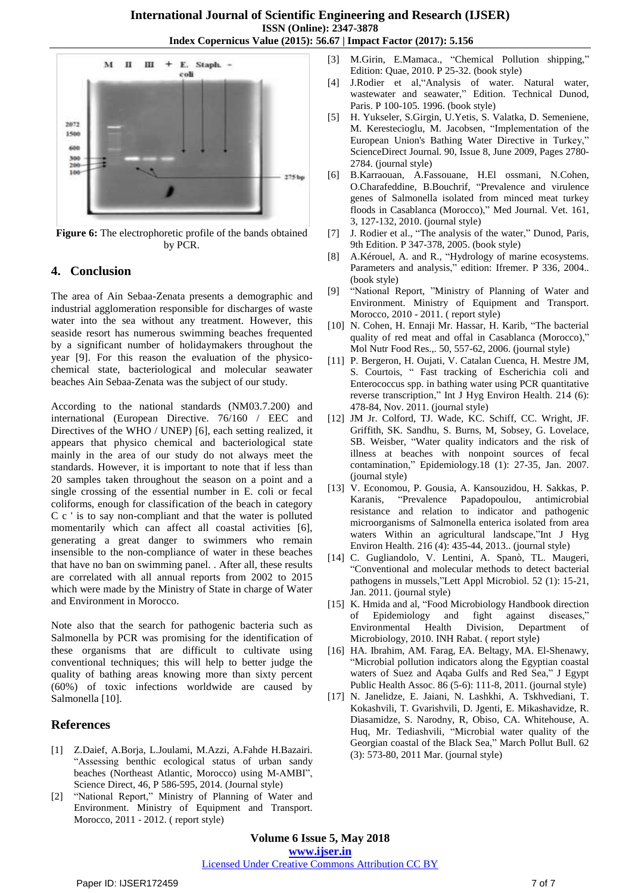M II III + E. coli Staph. -

2072
1500
600
300
200
100

275 bp

**Figure 6:** The electrophoretic profile of the bands obtained by PCR.

## 4. Conclusion

The area of Ain Sebaa-Zenata presents a demographic and industrial agglomeration responsible for discharges of waste water into the sea without any treatment. However, this seaside resort has numerous swimming beaches frequented by a significant number of holidaymakers throughout the year [9]. For this reason the evaluation of the physico-chemical state, bacteriological and molecular seawater beaches Ain Sebaa-Zenata was the subject of our study.

According to the national standards (NM03.7.200) and international (European Directive. 76/160 / EEC and Directives of the WHO / UNEP) [6], each setting realized, it appears that physico chemical and bacteriological state mainly in the area of our study do not always meet the standards. However, it is important to note that if less than 20 samples taken throughout the season on a point and a single crossing of the essential number in E. coli or fecal coliforms, enough for classification of the beach in category C c ' is to say non-compliant and that the water is polluted momentarily which can affect all coastal activities [6], generating a great danger to swimmers who remain insensible to the non-compliance of water in these beaches that have no ban on swimming panel. . After all, these results are correlated with all annual reports from 2002 to 2015 which were made by the Ministry of State in charge of Water and Environment in Morocco.

Note also that the search for pathogenic bacteria such as Salmonella by PCR was promising for the identification of these organisms that are difficult to cultivate using conventional techniques; this will help to better judge the quality of bathing areas knowing more than sixty percent (60%) of toxic infections worldwide are caused by Salmonella [10].

## References

[1] Z.Daief, A.Borja, J.Joulami, M.Azzi, A.Fahde H.Bazairi. "Assessing benthic ecological status of urban sandy beaches (Northeast Atlantic, Morocco) using M-AMBI", Science Direct, 46, P 586-595, 2014. (Journal style)

[2] "National Report," Ministry of Planning of Water and Environment. Ministry of Equipment and Transport. Morocco, 2011 - 2012. ( report style)

[3] M.Girin, E.Mamaca., "Chemical Pollution shipping," Edition: Quae, 2010. P 25-32. (book style)

[4] J.Rodier et al,"Analysis of water. Natural water, wastewater and seawater," Edition. Technical Dunod, Paris. P 100-105. 1996. (book style)

[5] H. Yukseler, S.Girgin, U.Yetis, S. Valatka, D. Semeniene, M. Kerestecioglu, M. Jacobsen, "Implementation of the European Union's Bathing Water Directive in Turkey," ScienceDirect Journal. 90, Issue 8, June 2009, Pages 2780-2784. (journal style)

[6] B.Karraouan, A.Fassouane, H.El ossmani, N.Cohen, O.Charafeddine, B.Bouchrif, "Prevalence and virulence genes of Salmonella isolated from minced meat turkey floods in Casablanca (Morocco)," Med Journal. Vet. 161, 3, 127-132, 2010. (journal style)

[7] J. Rodier et al., "The analysis of the water," Dunod, Paris, 9th Edition. P 347-378, 2005. (book style)

[8] A.Kérouel, A. and R., "Hydrology of marine ecosystems. Parameters and analysis," edition: Ifremer. P 336, 2004.. (book style)

[9] "National Report, "Ministry of Planning of Water and Environment. Ministry of Equipment and Transport. Morocco, 2010 - 2011. ( report style)

[10] N. Cohen, H. Ennaji Mr. Hassar, H. Karib, "The bacterial quality of red meat and offal in Casablanca (Morocco)," Mol Nutr Food Res.,. 50, 557-62, 2006. (journal style)

[11] P. Bergeron, H. Oujati, V. Catalan Cuenca, H. Mestre JM, S. Courtois, " Fast tracking of Escherichia coli and Enterococcus spp. in bathing water using PCR quantitative reverse transcription," Int J Hyg Environ Health. 214 (6): 478-84, Nov. 2011. (journal style)

[12] JM Jr. Colford, TJ. Wade, KC. Schiff, CC. Wright, JF. Griffith, SK. Sandhu, S. Burns, M, Sobsey, G. Lovelace, SB. Weisber, "Water quality indicators and the risk of illness at beaches with nonpoint sources of fecal contamination," Epidemiology.18 (1): 27-35, Jan. 2007. (journal style)

[13] V. Economou, P. Gousia, A. Kansouzidou, H. Sakkas, P. Karanis, "Prevalence Papadopoulou, antimicrobial resistance and relation to indicator and pathogenic microorganisms of Salmonella enterica isolated from area waters Within an agricultural landscape,"Int J Hyg Environ Health. 216 (4): 435-44, 2013.. (journal style)

[14] C. Gugliandolo, V. Lentini, A. Spanò, TL. Maugeri, "Conventional and molecular methods to detect bacterial pathogens in mussels,"Lett Appl Microbiol. 52 (1): 15-21, Jan. 2011. (journal style)

[15] K. Hmida and al, "Food Microbiology Handbook direction of Epidemiology and fight against diseases," Environmental Health Division, Department of Microbiology, 2010. INH Rabat. ( report style)

[16] HA. Ibrahim, AM. Farag, EA. Beltagy, MA. El-Shenawy, "Microbial pollution indicators along the Egyptian coastal waters of Suez and Aqaba Gulfs and Red Sea," J Egypt Public Health Assoc. 86 (5-6): 111-8, 2011. (journal style)

[17] N. Janelidze, E. Jaiani, N. Lashkhi, A. Tskhvediani, T. Kokashvili, T. Gvarishvili, D. Jgenti, E. Mikashavidze, R. Diasamidze, S. Narodny, R, Obiso, CA. Whitehouse, A. Huq, Mr. Tediashvili, "Microbial water quality of the Georgian coastal of the Black Sea," March Pollut Bull. 62 (3): 573-80, 2011 Mar. (journal style)